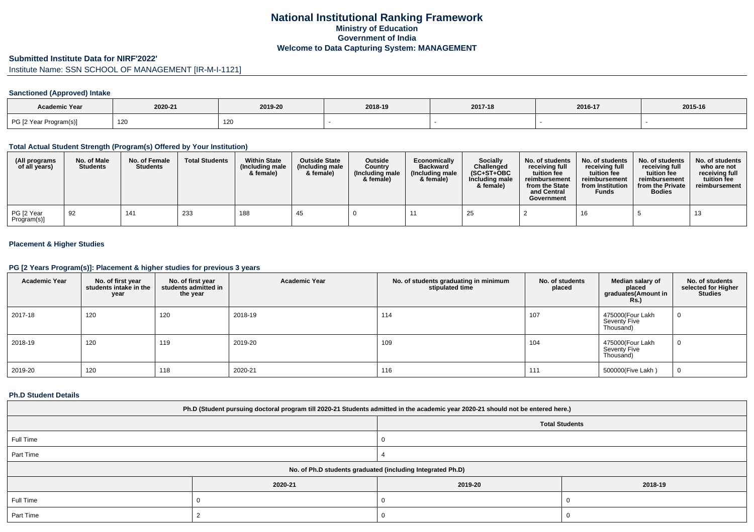# National Institutional Ranking Framework

## Ministry of Education

## Government of India

## Welcome to Data Capturing System: MANAGEMENT

**Submitted Institute Data for NIRF'2022'**

Institute Name: SSN SCHOOL OF MANAGEMENT [IR-M-I-1121]

### Sanctioned (Approved) Intake

| Academic Year | 2020-21 | 2019-20 | 2018-19 | 2017-18 | 2016-17 | 2015-16 |
|---|---|---|---|---|---|---|
| PG [2 Year Program(s)] | 120 | 120 | - | - | - | - |

### Total Actual Student Strength (Program(s) Offered by Your Institution)

| (All programs of all years) | No. of Male Students | No. of Female Students | Total Students | Within State (Including male & female) | Outside State (Including male & female) | Outside Country (Including male & female) | Economically Backward (Including male & female) | Socially Challenged (SC+ST+OBC Including male & female) | No. of students receiving full tuition fee reimbursement from the State and Central Government | No. of students receiving full tuition fee reimbursement from Institution Funds | No. of students receiving full tuition fee reimbursement from the Private Bodies | No. of students who are not receiving full tuition fee reimbursement |
|---|---|---|---|---|---|---|---|---|---|---|---|---|
| PG [2 Year Program(s)] | 92 | 141 | 233 | 188 | 45 | 0 | 11 | 25 | 2 | 16 | 5 | 13 |

### Placement & Higher Studies

### PG [2 Years Program(s)]: Placement & higher studies for previous 3 years

| Academic Year | No. of first year students intake in the year | No. of first year students admitted in the year | Academic Year | No. of students graduating in minimum stipulated time | No. of students placed | Median salary of placed graduates(Amount in Rs.) | No. of students selected for Higher Studies |
|---|---|---|---|---|---|---|---|
| 2017-18 | 120 | 120 | 2018-19 | 114 | 107 | 475000(Four Lakh Seventy Five Thousand) | 0 |
| 2018-19 | 120 | 119 | 2019-20 | 109 | 104 | 475000(Four Lakh Seventy Five Thousand) | 0 |
| 2019-20 | 120 | 118 | 2020-21 | 116 | 111 | 500000(Five Lakh ) | 0 |

### Ph.D Student Details

| Ph.D (Student pursuing doctoral program till 2020-21 Students admitted in the academic year 2020-21 should not be entered here.) | |
|---|---|
| | Total Students |
| Full Time | 0 |
| Part Time | 4 |

| No. of Ph.D students graduated (including Integrated Ph.D) | | | |
|---|---|---|---|
| | 2020-21 | 2019-20 | 2018-19 |
| Full Time | 0 | 0 | 0 |
| Part Time | 2 | 0 | 0 |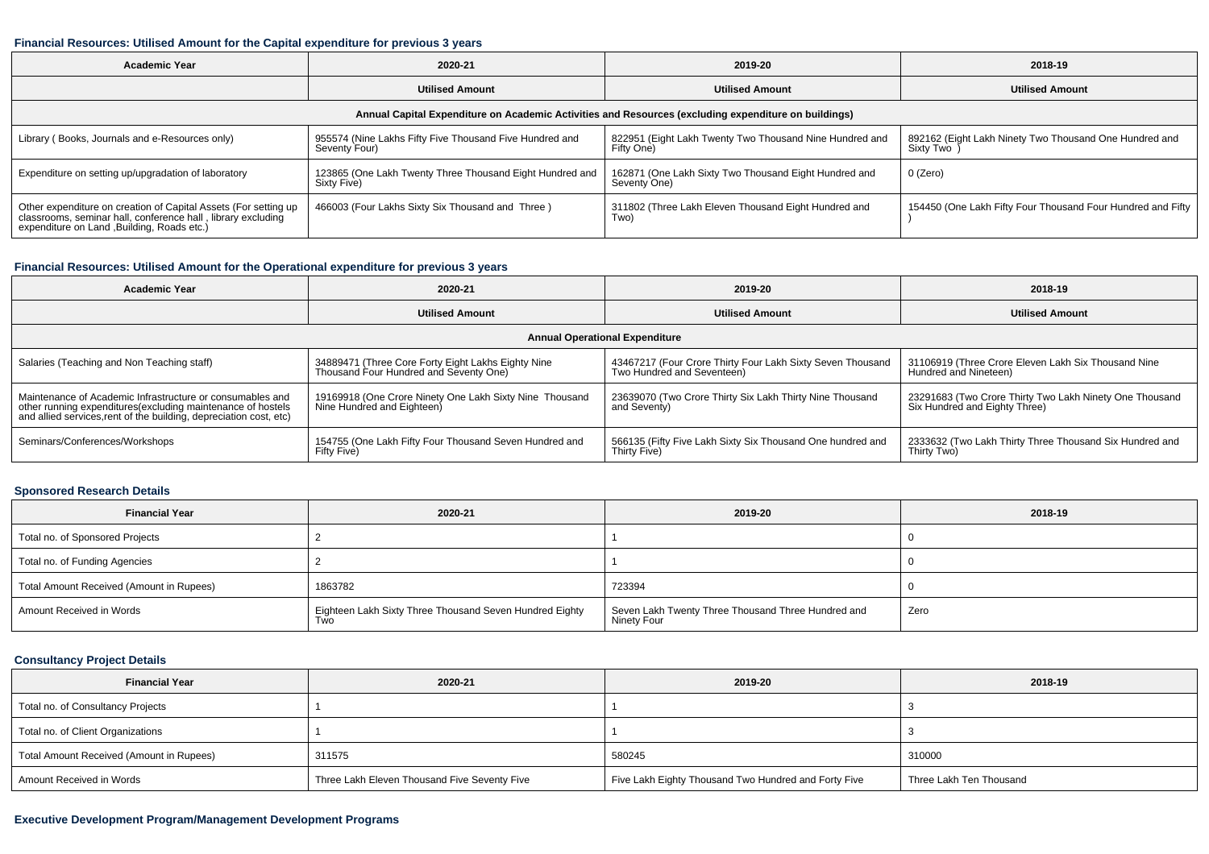#### Financial Resources: Utilised Amount for the Capital expenditure for previous 3 years

| Academic Year | 2020-21 | 2019-20 | 2018-19 |
|---|---|---|---|
| | Utilised Amount | Utilised Amount | Utilised Amount |
| Annual Capital Expenditure on Academic Activities and Resources (excluding expenditure on buildings) | | | |
| Library ( Books, Journals and e-Resources only) | 955574 (Nine Lakhs Fifty Five Thousand Five Hundred and Seventy Four) | 822951 (Eight Lakh Twenty Two Thousand Nine Hundred and Fifty One) | 892162 (Eight Lakh Ninety Two Thousand One Hundred and Sixty Two ) |
| Expenditure on setting up/upgradation of laboratory | 123865 (One Lakh Twenty Three Thousand Eight Hundred and Sixty Five) | 162871 (One Lakh Sixty Two Thousand Eight Hundred and Seventy One) | 0 (Zero) |
| Other expenditure on creation of Capital Assets (For setting up classrooms, seminar hall, conference hall , library excluding expenditure on Land ,Building, Roads etc.) | 466003 (Four Lakhs Sixty Six Thousand and Three ) | 311802 (Three Lakh Eleven Thousand Eight Hundred and Two) | 154450 (One Lakh Fifty Four Thousand Four Hundred and Fifty ) |

#### Financial Resources: Utilised Amount for the Operational expenditure for previous 3 years

| Academic Year | 2020-21 | 2019-20 | 2018-19 |
|---|---|---|---|
| | Utilised Amount | Utilised Amount | Utilised Amount |
| Annual Operational Expenditure | | | |
| Salaries (Teaching and Non Teaching staff) | 34889471 (Three Core Forty Eight Lakhs Eighty Nine Thousand Four Hundred and Seventy One) | 43467217 (Four Crore Thirty Four Lakh Sixty Seven Thousand Two Hundred and Seventeen) | 31106919 (Three Crore Eleven Lakh Six Thousand Nine Hundred and Nineteen) |
| Maintenance of Academic Infrastructure or consumables and other running expenditures(excluding maintenance of hostels and allied services,rent of the building, depreciation cost, etc) | 19169918 (One Crore Ninety One Lakh Sixty Nine Thousand Nine Hundred and Eighteen) | 23639070 (Two Crore Thirty Six Lakh Thirty Nine Thousand and Seventy) | 23291683 (Two Crore Thirty Two Lakh Ninety One Thousand Six Hundred and Eighty Three) |
| Seminars/Conferences/Workshops | 154755 (One Lakh Fifty Four Thousand Seven Hundred and Fifty Five) | 566135 (Fifty Five Lakh Sixty Six Thousand One hundred and Thirty Five) | 2333632 (Two Lakh Thirty Three Thousand Six Hundred and Thirty Two) |

#### Sponsored Research Details

| Financial Year | 2020-21 | 2019-20 | 2018-19 |
|---|---|---|---|
| Total no. of Sponsored Projects | 2 | 1 | 0 |
| Total no. of Funding Agencies | 2 | 1 | 0 |
| Total Amount Received (Amount in Rupees) | 1863782 | 723394 | 0 |
| Amount Received in Words | Eighteen Lakh Sixty Three Thousand Seven Hundred Eighty Two | Seven Lakh Twenty Three Thousand Three Hundred and Ninety Four | Zero |

#### Consultancy Project Details

| Financial Year | 2020-21 | 2019-20 | 2018-19 |
|---|---|---|---|
| Total no. of Consultancy Projects | 1 | 1 | 3 |
| Total no. of Client Organizations | 1 | 1 | 3 |
| Total Amount Received (Amount in Rupees) | 311575 | 580245 | 310000 |
| Amount Received in Words | Three Lakh Eleven Thousand Five Seventy Five | Five Lakh Eighty Thousand Two Hundred and Forty Five | Three Lakh Ten Thousand |

#### Executive Development Program/Management Development Programs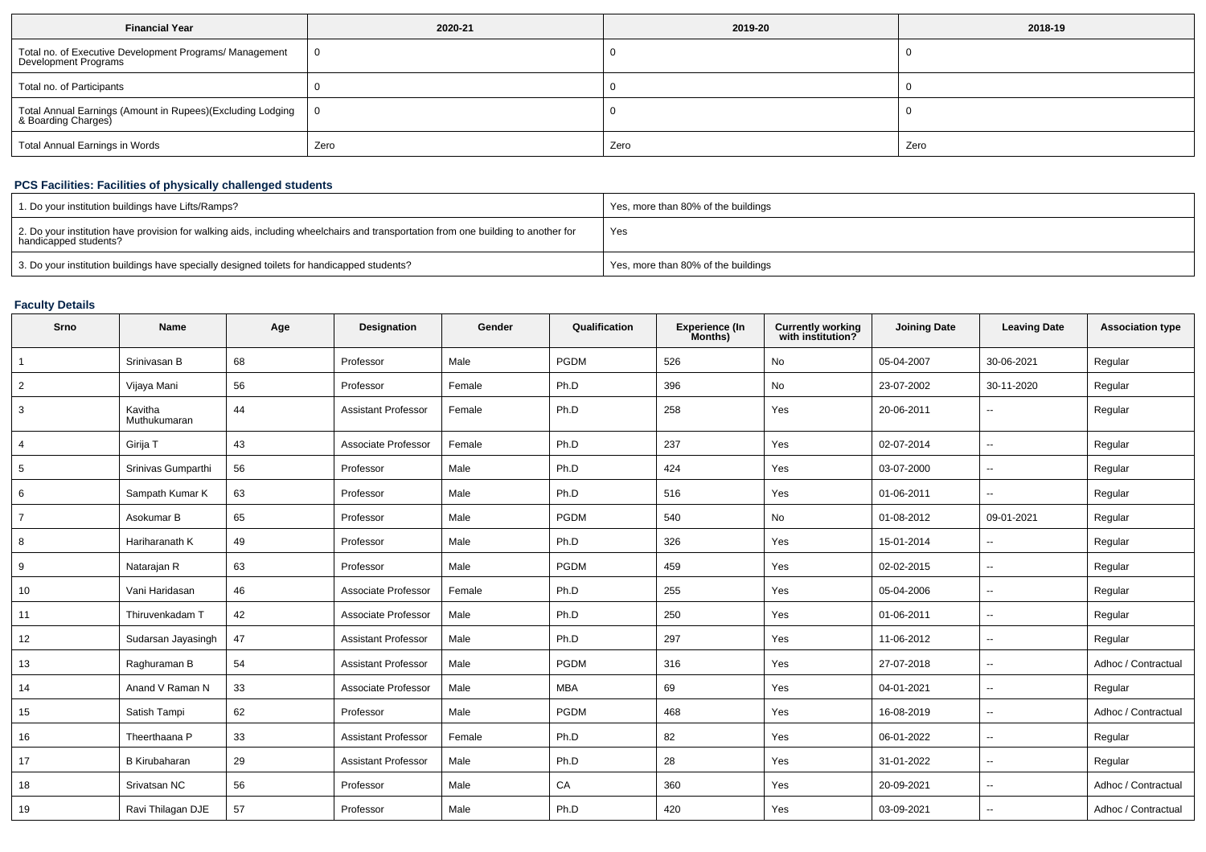| Financial Year | 2020-21 | 2019-20 | 2018-19 |
|---|---|---|---|
| Total no. of Executive Development Programs/ Management Development Programs | 0 | 0 | 0 |
| Total no. of Participants | 0 | 0 | 0 |
| Total Annual Earnings (Amount in Rupees)(Excluding Lodging & Boarding Charges) | 0 | 0 | 0 |
| Total Annual Earnings in Words | Zero | Zero | Zero |

## PCS Facilities: Facilities of physically challenged students

| | |
|---|---|
| 1. Do your institution buildings have Lifts/Ramps? | Yes, more than 80% of the buildings |
| 2. Do your institution have provision for walking aids, including wheelchairs and transportation from one building to another for handicapped students? | Yes |
| 3. Do your institution buildings have specially designed toilets for handicapped students? | Yes, more than 80% of the buildings |

## Faculty Details

| Srno | Name | Age | Designation | Gender | Qualification | Experience (In Months) | Currently working with institution? | Joining Date | Leaving Date | Association type |
|---|---|---|---|---|---|---|---|---|---|---|
| 1 | Srinivasan B | 68 | Professor | Male | PGDM | 526 | No | 05-04-2007 | 30-06-2021 | Regular |
| 2 | Vijaya Mani | 56 | Professor | Female | Ph.D | 396 | No | 23-07-2002 | 30-11-2020 | Regular |
| 3 | Kavitha Muthukumaran | 44 | Assistant Professor | Female | Ph.D | 258 | Yes | 20-06-2011 | -- | Regular |
| 4 | Girija T | 43 | Associate Professor | Female | Ph.D | 237 | Yes | 02-07-2014 | -- | Regular |
| 5 | Srinivas Gumparthi | 56 | Professor | Male | Ph.D | 424 | Yes | 03-07-2000 | -- | Regular |
| 6 | Sampath Kumar K | 63 | Professor | Male | Ph.D | 516 | Yes | 01-06-2011 | -- | Regular |
| 7 | Asokumar B | 65 | Professor | Male | PGDM | 540 | No | 01-08-2012 | 09-01-2021 | Regular |
| 8 | Hariharanath K | 49 | Professor | Male | Ph.D | 326 | Yes | 15-01-2014 | -- | Regular |
| 9 | Natarajan R | 63 | Professor | Male | PGDM | 459 | Yes | 02-02-2015 | -- | Regular |
| 10 | Vani Haridasan | 46 | Associate Professor | Female | Ph.D | 255 | Yes | 05-04-2006 | -- | Regular |
| 11 | Thiruvenkadam T | 42 | Associate Professor | Male | Ph.D | 250 | Yes | 01-06-2011 | -- | Regular |
| 12 | Sudarsan Jayasingh | 47 | Assistant Professor | Male | Ph.D | 297 | Yes | 11-06-2012 | -- | Regular |
| 13 | Raghuraman B | 54 | Assistant Professor | Male | PGDM | 316 | Yes | 27-07-2018 | -- | Adhoc / Contractual |
| 14 | Anand V Raman N | 33 | Associate Professor | Male | MBA | 69 | Yes | 04-01-2021 | -- | Regular |
| 15 | Satish Tampi | 62 | Professor | Male | PGDM | 468 | Yes | 16-08-2019 | -- | Adhoc / Contractual |
| 16 | Theerthaana P | 33 | Assistant Professor | Female | Ph.D | 82 | Yes | 06-01-2022 | -- | Regular |
| 17 | B Kirubaharan | 29 | Assistant Professor | Male | Ph.D | 28 | Yes | 31-01-2022 | -- | Regular |
| 18 | Srivatsan NC | 56 | Professor | Male | CA | 360 | Yes | 20-09-2021 | -- | Adhoc / Contractual |
| 19 | Ravi Thilagan DJE | 57 | Professor | Male | Ph.D | 420 | Yes | 03-09-2021 | -- | Adhoc / Contractual |